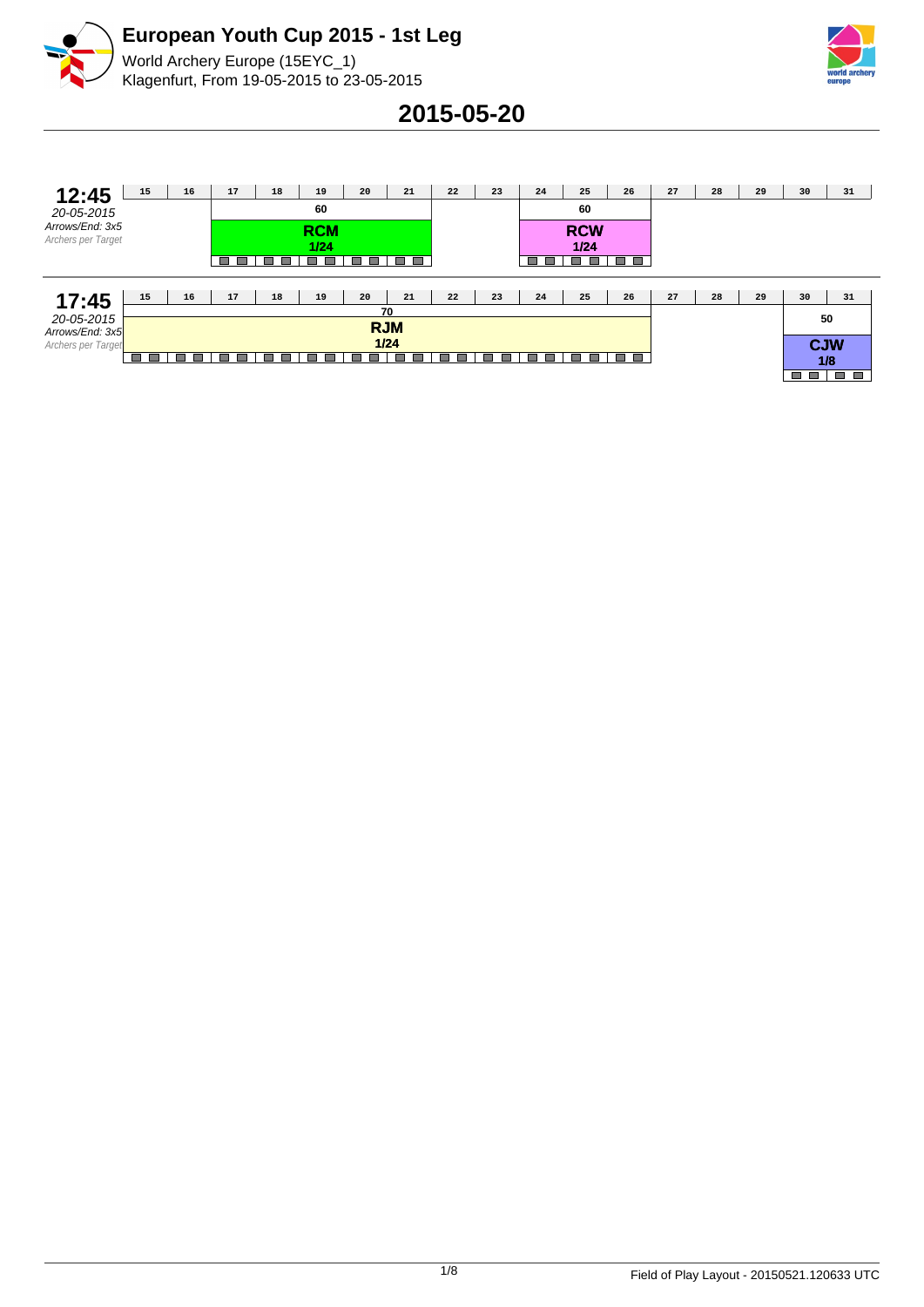# European Youth Cup 2015 - 1st Leg

World Archery Europe (15EYC_1)
Klagenfurt, From 19-05-2015 to 23-05-2015

## 2015-05-20

**12:45**
*20-05-2015*
*Arrows/End: 3x5*
*Archers per Target*

| 15 | 16 | 17 | 18 | 19 | 20 | 21 | 22 | 23 | 24 | 25 | 26 | 27 | 28 | 29 | 30 | 31 |
|---|---|---|---|---|---|---|---|---|---|---|---|---|---|---|---|---|
| | | 60 | | | | | | | 60 | | | | | | | |
| | | **RCM** 1/24 | | | | | | | **RCW** 1/24 | | | | | | | |

**17:45**
*20-05-2015*
*Arrows/End: 3x5*
*Archers per Target*

| 15 | 16 | 17 | 18 | 19 | 20 | 21 | 22 | 23 | 24 | 25 | 26 | 27 | 28 | 29 | 30 | 31 |
|---|---|---|---|---|---|---|---|---|---|---|---|---|---|---|---|---|
| 70 | | | | | | | | | | | | | | | 50 | |
| **RJM** 1/24 | | | | | | | | | | | | | | | **CJW** 1/8 | |

Field of Play Layout - 20150521.120633 UTC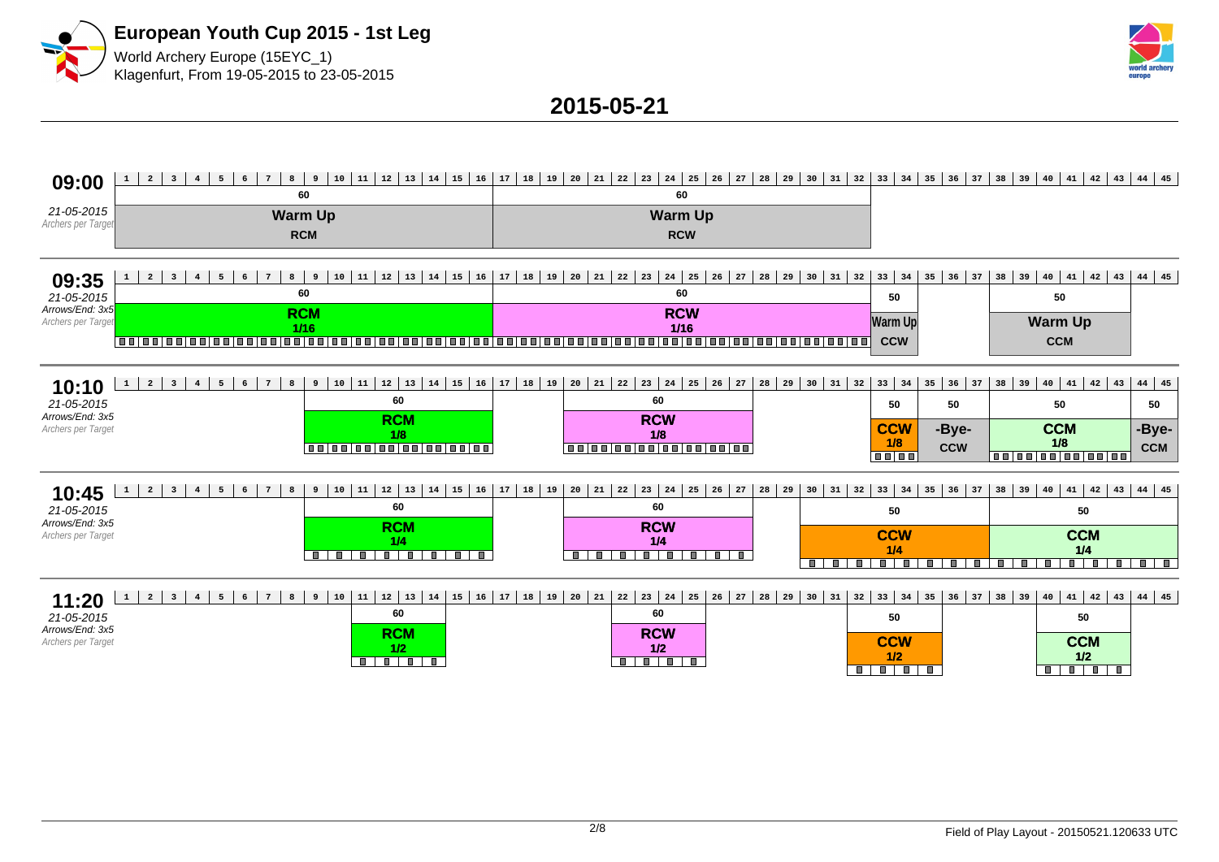# European Youth Cup 2015 - 1st Leg

World Archery Europe (15EYC_1)
Klagenfurt, From 19-05-2015 to 23-05-2015

## 2015-05-21

### 09:00
*21-05-2015*
*Archers per Target*

| Targets | Distance | Event |
|---|---|---|
| 1–16 | 60 | Warm Up RCM |
| 17–32 | 60 | Warm Up RCW |

### 09:35
*21-05-2015*
*Arrows/End: 3x5*
*Archers per Target*

| Targets | Distance | Event | Phase |
|---|---|---|---|
| 1–16 | 60 | RCM | 1/16 |
| 17–32 | 60 | RCW | 1/16 |
| 33–34 | 50 | Warm Up CCW | |
| 38–43 | 50 | Warm Up CCM | |

### 10:10
*21-05-2015*
*Arrows/End: 3x5*
*Archers per Target*

| Targets | Distance | Event | Phase |
|---|---|---|---|
| 9–16 | 60 | RCM | 1/8 |
| 20–27 | 60 | RCW | 1/8 |
| 33–34 | 50 | CCW | 1/8 |
| 35–37 | 50 | -Bye- CCW | |
| 38–43 | 50 | CCM | 1/8 |
| 44–45 | 50 | -Bye- CCM | |

### 10:45
*21-05-2015*
*Arrows/End: 3x5*
*Archers per Target*

| Targets | Distance | Event | Phase |
|---|---|---|---|
| 9–16 | 60 | RCM | 1/4 |
| 20–27 | 60 | RCW | 1/4 |
| 30–37 | 50 | CCW | 1/4 |
| 38–45 | 50 | CCM | 1/4 |

### 11:20
*21-05-2015*
*Arrows/End: 3x5*
*Archers per Target*

| Targets | Distance | Event | Phase |
|---|---|---|---|
| 11–14 | 60 | RCM | 1/2 |
| 22–25 | 60 | RCW | 1/2 |
| 32–35 | 50 | CCW | 1/2 |
| 40–43 | 50 | CCM | 1/2 |

Field of Play Layout - 20150521.120633 UTC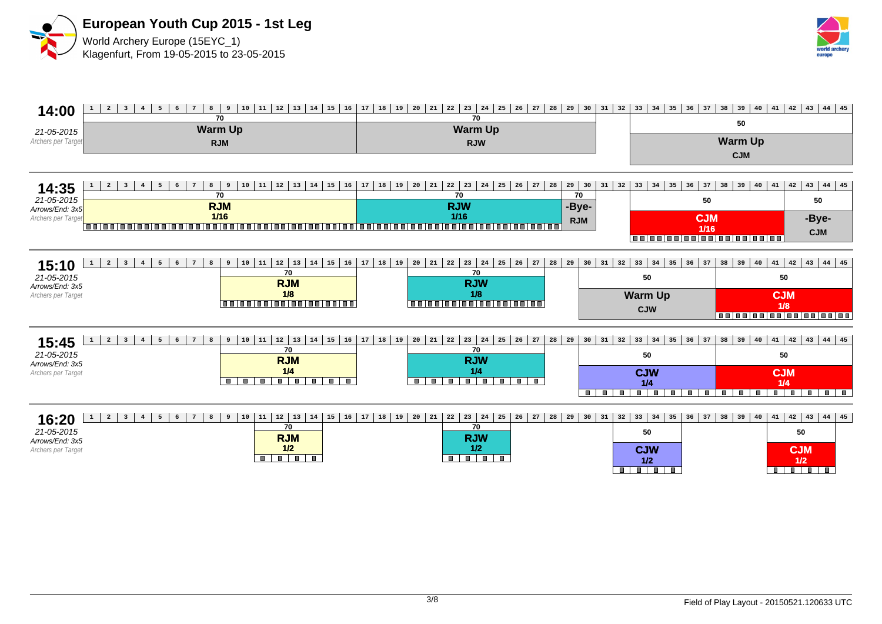# European Youth Cup 2015 - 1st Leg

World Archery Europe (15EYC_1)
Klagenfurt, From 19-05-2015 to 23-05-2015

## 14:00

*21-05-2015*
*Archers per Target*

| Targets | Distance | Event |
|---|---|---|
| 1–16 | 70 | Warm Up RJM |
| 17–30 | 70 | Warm Up RJW |
| 33–45 | 50 | Warm Up CJM |

## 14:35

*21-05-2015*
*Arrows/End: 3x5*
*Archers per Target*

| Targets | Distance | Event |
|---|---|---|
| 1–16 | 70 | RJM 1/16 |
| 17–28 | 70 | RJW 1/16 |
| 29–30 | 70 | -Bye- RJM |
| 33–41 | 50 | CJM 1/16 |
| 42–45 | 50 | -Bye- CJM |

## 15:10

*21-05-2015*
*Arrows/End: 3x5*
*Archers per Target*

| Targets | Distance | Event |
|---|---|---|
| 9–16 | 70 | RJM 1/8 |
| 20–27 | 70 | RJW 1/8 |
| 30–37 | 50 | Warm Up CJW |
| 38–45 | 50 | CJM 1/8 |

## 15:45

*21-05-2015*
*Arrows/End: 3x5*
*Archers per Target*

| Targets | Distance | Event |
|---|---|---|
| 9–16 | 70 | RJM 1/4 |
| 20–27 | 70 | RJW 1/4 |
| 30–37 | 50 | CJW 1/4 |
| 38–45 | 50 | CJM 1/4 |

## 16:20

*21-05-2015*
*Arrows/End: 3x5*
*Archers per Target*

| Targets | Distance | Event |
|---|---|---|
| 11–14 | 70 | RJM 1/2 |
| 22–25 | 70 | RJW 1/2 |
| 32–35 | 50 | CJW 1/2 |
| 41–44 | 50 | CJM 1/2 |

Field of Play Layout - 20150521.120633 UTC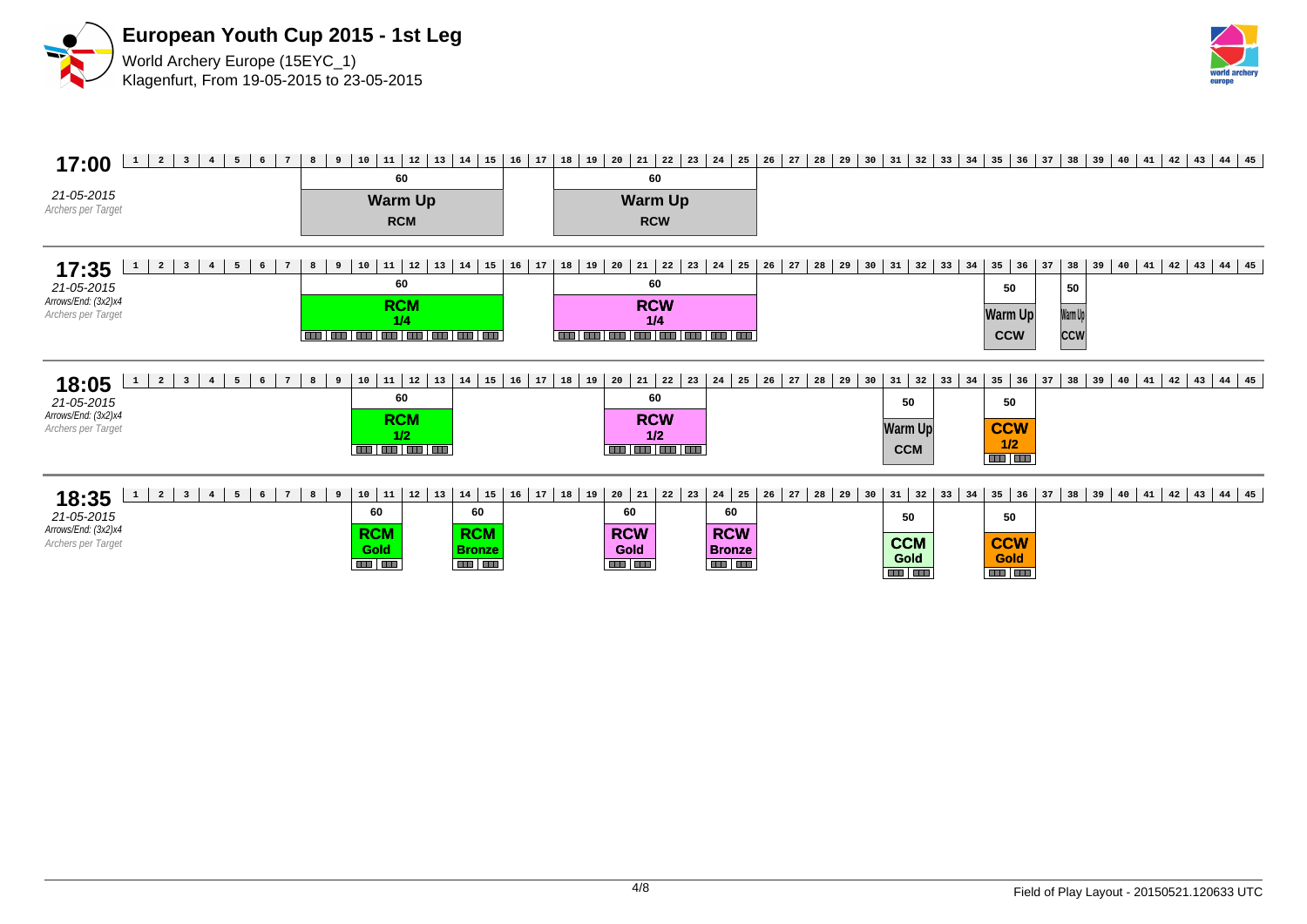# European Youth Cup 2015 - 1st Leg

World Archery Europe (15EYC_1)
Klagenfurt, From 19-05-2015 to 23-05-2015

## 17:00

*21-05-2015*
*Archers per Target*

| Targets | Distance | Event |
|---|---|---|
| 9–16 | 60 | Warm Up RCM |
| 19–26 | 60 | Warm Up RCW |

## 17:35

*21-05-2015*
*Arrows/End: (3x2)x4*
*Archers per Target*

| Targets | Distance | Event |
|---|---|---|
| 9–16 | 60 | RCM 1/4 |
| 19–26 | 60 | RCW 1/4 |
| 35–36 | 50 | Warm Up CCW |
| 38 | 50 | Warm Up CCW |

## 18:05

*21-05-2015*
*Arrows/End: (3x2)x4*
*Archers per Target*

| Targets | Distance | Event |
|---|---|---|
| 11–14 | 60 | RCM 1/2 |
| 21–24 | 60 | RCW 1/2 |
| 31–32 | 50 | Warm Up CCM |
| 35–36 | 50 | CCW 1/2 |

## 18:35

*21-05-2015*
*Arrows/End: (3x2)x4*
*Archers per Target*

| Targets | Distance | Event |
|---|---|---|
| 10–11 | 60 | RCM Gold |
| 14–15 | 60 | RCM Bronze |
| 20–21 | 60 | RCW Gold |
| 24–25 | 60 | RCW Bronze |
| 31–32 | 50 | CCM Gold |
| 35–36 | 50 | CCW Gold |

Field of Play Layout - 20150521.120633 UTC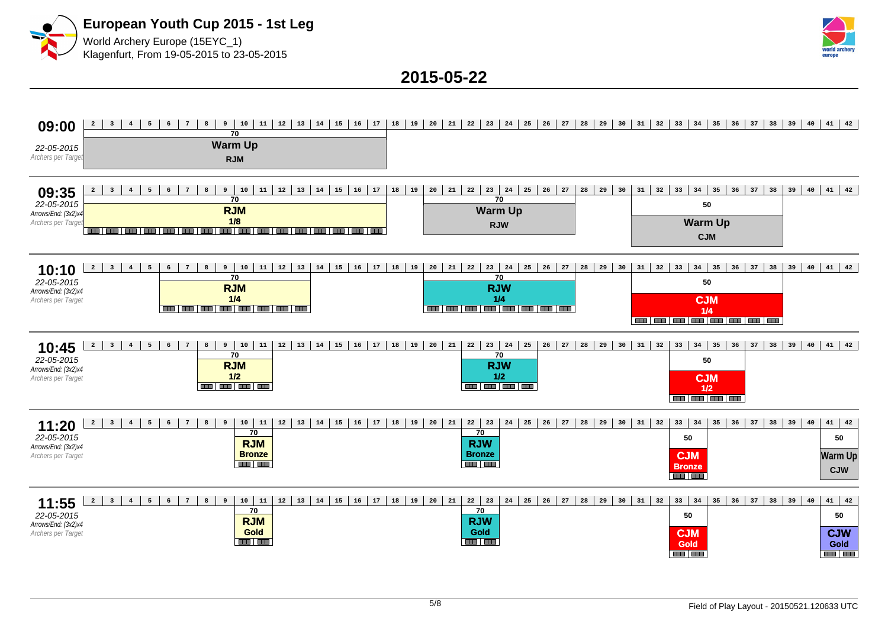# European Youth Cup 2015 - 1st Leg

World Archery Europe (15EYC_1)
Klagenfurt, From 19-05-2015 to 23-05-2015

## 2015-05-22

### 09:00
*22-05-2015*
*Archers per Target*

| Targets | Distance | Event |
|---|---|---|
| 2–17 | 70 | Warm Up RJM |

### 09:35
*22-05-2015*
*Arrows/End: (3x2)x4*
*Archers per Target*

| Targets | Distance | Event |
|---|---|---|
| 2–17 | 70 | RJM 1/8 |
| 20–27 | 70 | Warm Up RJW |
| 31–38 | 50 | Warm Up CJM |

### 10:10
*22-05-2015*
*Arrows/End: (3x2)x4*
*Archers per Target*

| Targets | Distance | Event |
|---|---|---|
| 6–13 | 70 | RJM 1/4 |
| 20–27 | 70 | RJW 1/4 |
| 31–38 | 50 | CJM 1/4 |

### 10:45
*22-05-2015*
*Arrows/End: (3x2)x4*
*Archers per Target*

| Targets | Distance | Event |
|---|---|---|
| 8–11 | 70 | RJM 1/2 |
| 22–25 | 70 | RJW 1/2 |
| 33–36 | 50 | CJM 1/2 |

### 11:20
*22-05-2015*
*Arrows/End: (3x2)x4*
*Archers per Target*

| Targets | Distance | Event |
|---|---|---|
| 10–11 | 70 | RJM Bronze |
| 22–23 | 70 | RJW Bronze |
| 33–34 | 50 | CJM Bronze |
| 41–42 | 50 | Warm Up CJW |

### 11:55
*22-05-2015*
*Arrows/End: (3x2)x4*
*Archers per Target*

| Targets | Distance | Event |
|---|---|---|
| 10–11 | 70 | RJM Gold |
| 22–23 | 70 | RJW Gold |
| 33–34 | 50 | CJM Gold |
| 41–42 | 50 | CJW Gold |

Field of Play Layout - 20150521.120633 UTC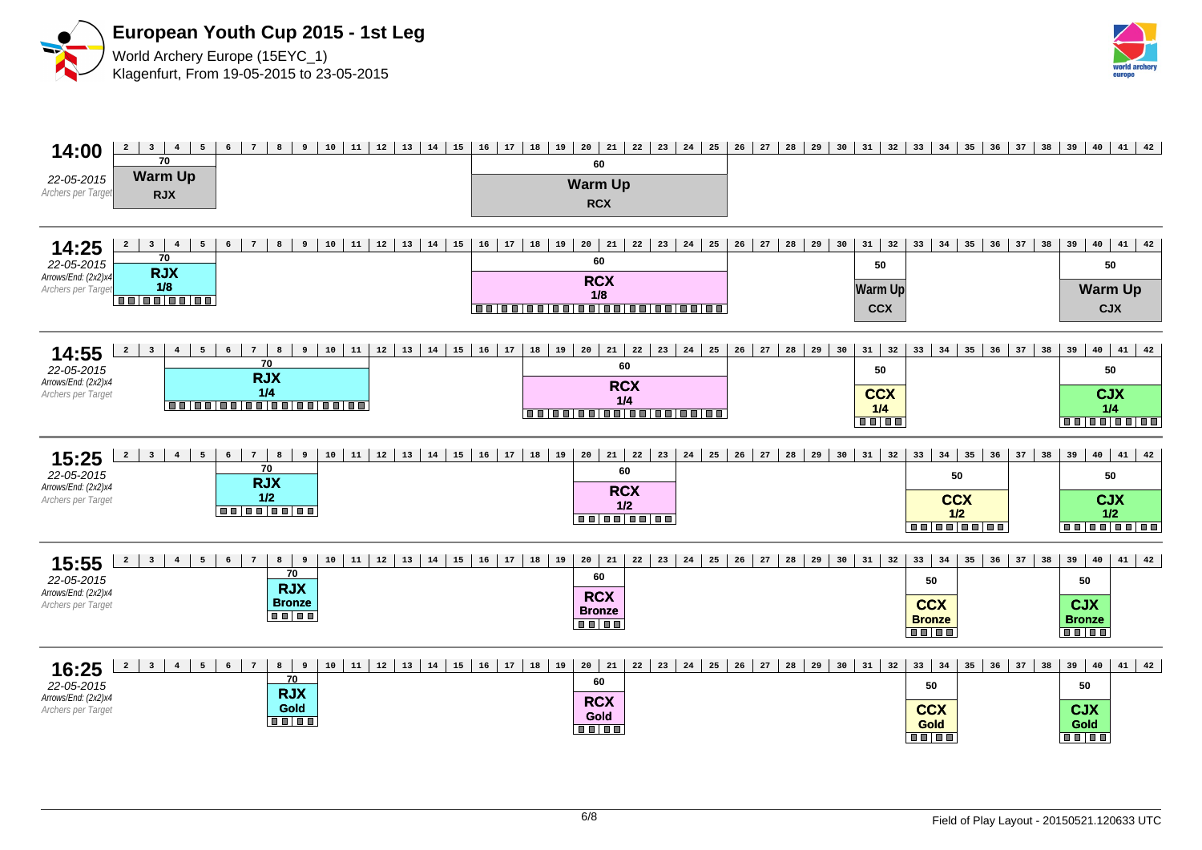# European Youth Cup 2015 - 1st Leg

World Archery Europe (15EYC_1)
Klagenfurt, From 19-05-2015 to 23-05-2015

## 14:00

22-05-2015
Archers per Target

| Targets | Distance | Event | Phase |
|---|---|---|---|
| 2–5 | 70 | RJX | Warm Up |
| 16–25 | 60 | RCX | Warm Up |

## 14:25

22-05-2015
Arrows/End: (2x2)x4
Archers per Target

| Targets | Distance | Event | Phase |
|---|---|---|---|
| 2–5 | 70 | RJX | 1/8 |
| 16–25 | 60 | RCX | 1/8 |
| 31–32 | 50 | CCX | Warm Up |
| 39–42 | 50 | CJX | Warm Up |

## 14:55

22-05-2015
Arrows/End: (2x2)x4
Archers per Target

| Targets | Distance | Event | Phase |
|---|---|---|---|
| 4–11 | 70 | RJX | 1/4 |
| 18–25 | 60 | RCX | 1/4 |
| 31–32 | 50 | CCX | 1/4 |
| 39–42 | 50 | CJX | 1/4 |

## 15:25

22-05-2015
Arrows/End: (2x2)x4
Archers per Target

| Targets | Distance | Event | Phase |
|---|---|---|---|
| 6–9 | 70 | RJX | 1/2 |
| 20–23 | 60 | RCX | 1/2 |
| 33–36 | 50 | CCX | 1/2 |
| 39–42 | 50 | CJX | 1/2 |

## 15:55

22-05-2015
Arrows/End: (2x2)x4
Archers per Target

| Targets | Distance | Event | Phase |
|---|---|---|---|
| 8–9 | 70 | RJX | Bronze |
| 20–21 | 60 | RCX | Bronze |
| 33–34 | 50 | CCX | Bronze |
| 39–40 | 50 | CJX | Bronze |

## 16:25

22-05-2015
Arrows/End: (2x2)x4
Archers per Target

| Targets | Distance | Event | Phase |
|---|---|---|---|
| 8–9 | 70 | RJX | Gold |
| 20–21 | 60 | RCX | Gold |
| 33–34 | 50 | CCX | Gold |
| 39–40 | 50 | CJX | Gold |

Field of Play Layout - 20150521.120633 UTC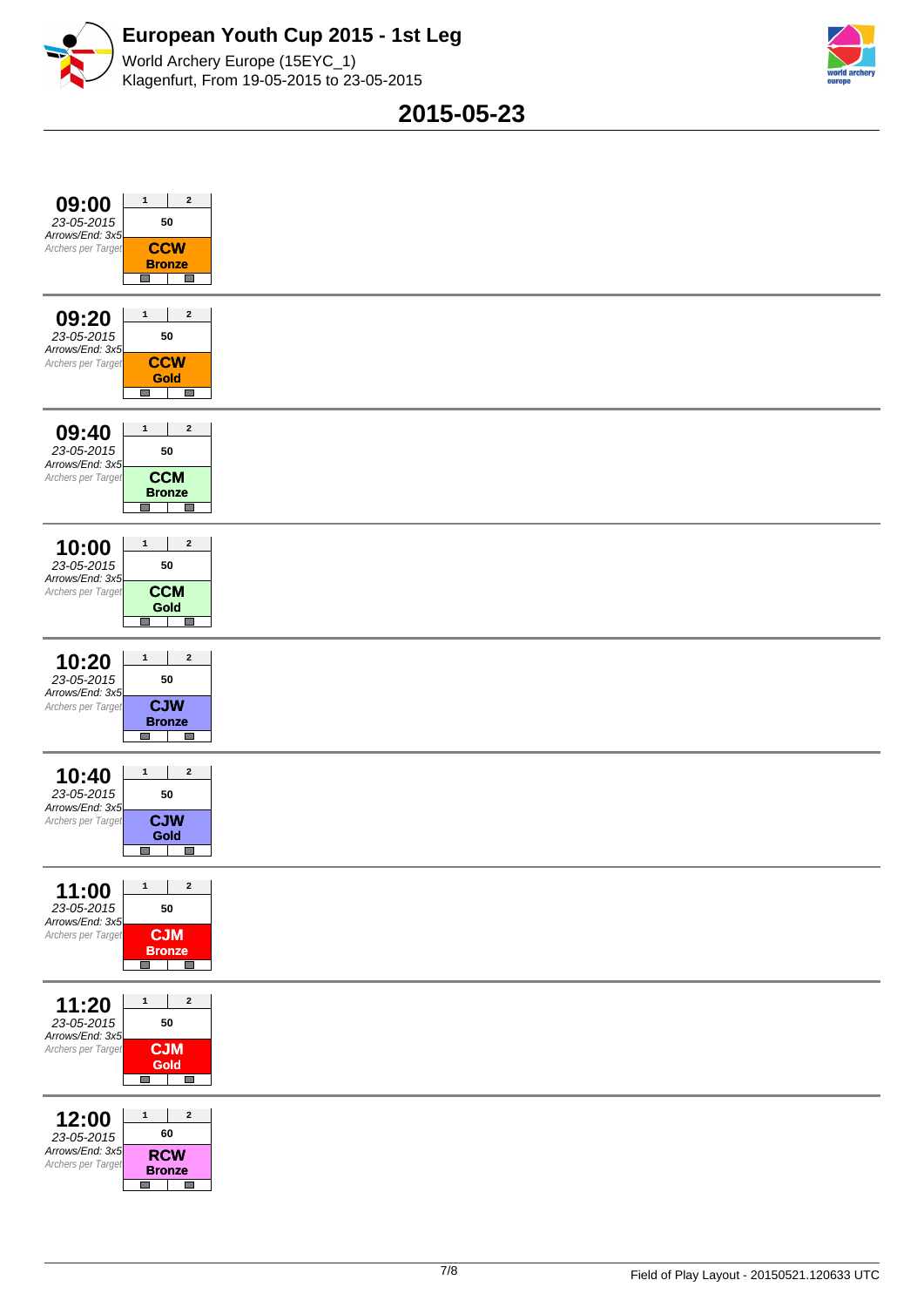# European Youth Cup 2015 - 1st Leg

World Archery Europe (15EYC_1)
Klagenfurt, From 19-05-2015 to 23-05-2015

## 2015-05-23

**09:00**
*23-05-2015*
*Arrows/End: 3x5*
*Archers per Target*

| 1 | 2 |
|---|---|
| 50 | |
| **CCW Bronze** | |

**09:20**
*23-05-2015*
*Arrows/End: 3x5*
*Archers per Target*

| 1 | 2 |
|---|---|
| 50 | |
| **CCW Gold** | |

**09:40**
*23-05-2015*
*Arrows/End: 3x5*
*Archers per Target*

| 1 | 2 |
|---|---|
| 50 | |
| **CCM Bronze** | |

**10:00**
*23-05-2015*
*Arrows/End: 3x5*
*Archers per Target*

| 1 | 2 |
|---|---|
| 50 | |
| **CCM Gold** | |

**10:20**
*23-05-2015*
*Arrows/End: 3x5*
*Archers per Target*

| 1 | 2 |
|---|---|
| 50 | |
| **CJW Bronze** | |

**10:40**
*23-05-2015*
*Arrows/End: 3x5*
*Archers per Target*

| 1 | 2 |
|---|---|
| 50 | |
| **CJW Gold** | |

**11:00**
*23-05-2015*
*Arrows/End: 3x5*
*Archers per Target*

| 1 | 2 |
|---|---|
| 50 | |
| **CJM Bronze** | |

**11:20**
*23-05-2015*
*Arrows/End: 3x5*
*Archers per Target*

| 1 | 2 |
|---|---|
| 50 | |
| **CJM Gold** | |

**12:00**
*23-05-2015*
*Arrows/End: 3x5*
*Archers per Target*

| 1 | 2 |
|---|---|
| 60 | |
| **RCW Bronze** | |

Field of Play Layout - 20150521.120633 UTC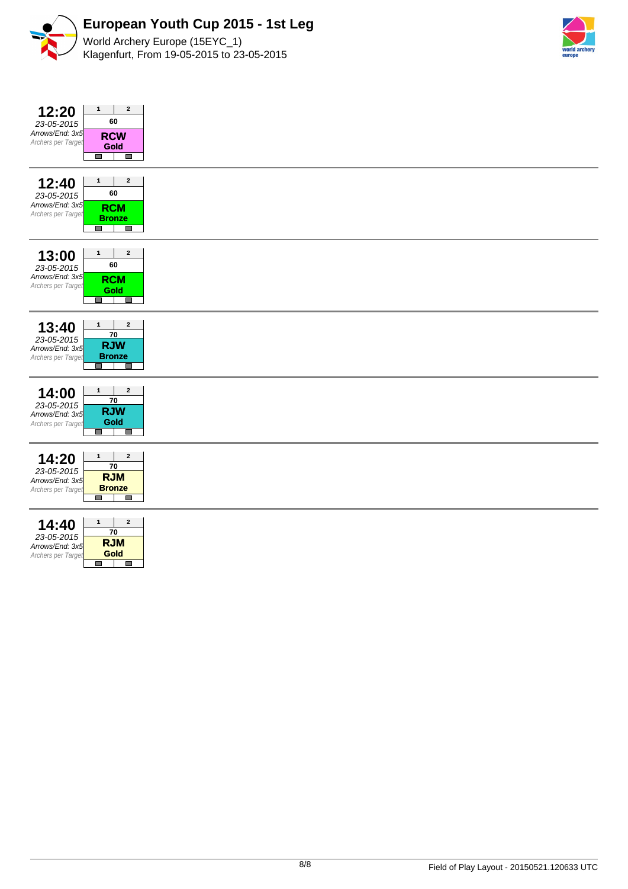# European Youth Cup 2015 - 1st Leg

World Archery Europe (15EYC_1)
Klagenfurt, From 19-05-2015 to 23-05-2015

**12:20**
*23-05-2015*
*Arrows/End: 3x5*
*Archers per Target*

| 1 | 2 |
|---|---|
| 60 | |
| **RCW Gold** | |

**12:40**
*23-05-2015*
*Arrows/End: 3x5*
*Archers per Target*

| 1 | 2 |
|---|---|
| 60 | |
| **RCM Bronze** | |

**13:00**
*23-05-2015*
*Arrows/End: 3x5*
*Archers per Target*

| 1 | 2 |
|---|---|
| 60 | |
| **RCM Gold** | |

**13:40**
*23-05-2015*
*Arrows/End: 3x5*
*Archers per Target*

| 1 | 2 |
|---|---|
| 70 | |
| **RJW Bronze** | |

**14:00**
*23-05-2015*
*Arrows/End: 3x5*
*Archers per Target*

| 1 | 2 |
|---|---|
| 70 | |
| **RJW Gold** | |

**14:20**
*23-05-2015*
*Arrows/End: 3x5*
*Archers per Target*

| 1 | 2 |
|---|---|
| 70 | |
| **RJM Bronze** | |

**14:40**
*23-05-2015*
*Arrows/End: 3x5*
*Archers per Target*

| 1 | 2 |
|---|---|
| 70 | |
| **RJM Gold** | |

Field of Play Layout - 20150521.120633 UTC